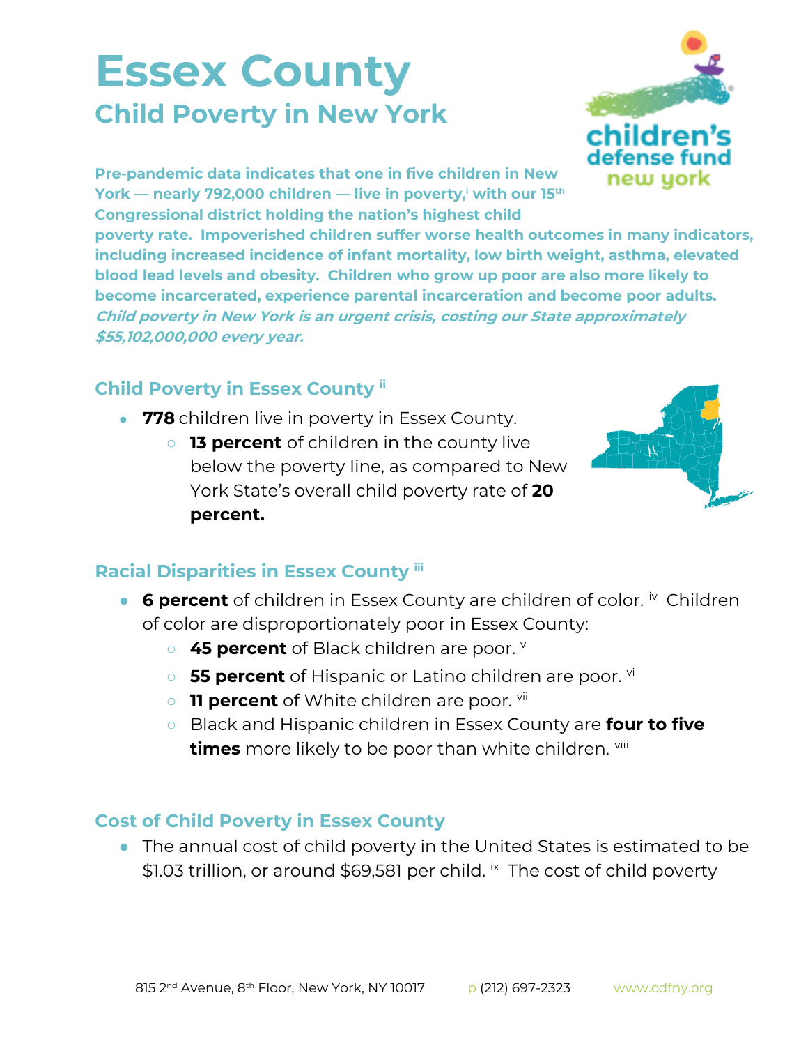# Essex County

## Child Poverty in New York

**Pre-pandemic data indicates that one in five children in New York — nearly 792,000 children — live in poverty,[i] with our 15th Congressional district holding the nation's highest child poverty rate. Impoverished children suffer worse health outcomes in many indicators, including increased incidence of infant mortality, low birth weight, asthma, elevated blood lead levels and obesity. Children who grow up poor are also more likely to become incarcerated, experience parental incarceration and become poor adults.** ***Child poverty in New York is an urgent crisis, costing our State approximately $55,102,000,000 every year.***

### Child Poverty in Essex County [ii]

- **778** children live in poverty in Essex County.
  - **13 percent** of children in the county live below the poverty line, as compared to New York State's overall child poverty rate of **20 percent.**

### Racial Disparities in Essex County [iii]

- **6 percent** of children in Essex County are children of color. [iv] Children of color are disproportionately poor in Essex County:
  - **45 percent** of Black children are poor. [v]
  - **55 percent** of Hispanic or Latino children are poor. [vi]
  - **11 percent** of White children are poor. [vii]
  - Black and Hispanic children in Essex County are **four to five times** more likely to be poor than white children. [viii]

### Cost of Child Poverty in Essex County

- The annual cost of child poverty in the United States is estimated to be $1.03 trillion, or around $69,581 per child. [ix] The cost of child poverty

815 2nd Avenue, 8th Floor, New York, NY 10017 p (212) 697-2323 www.cdfny.org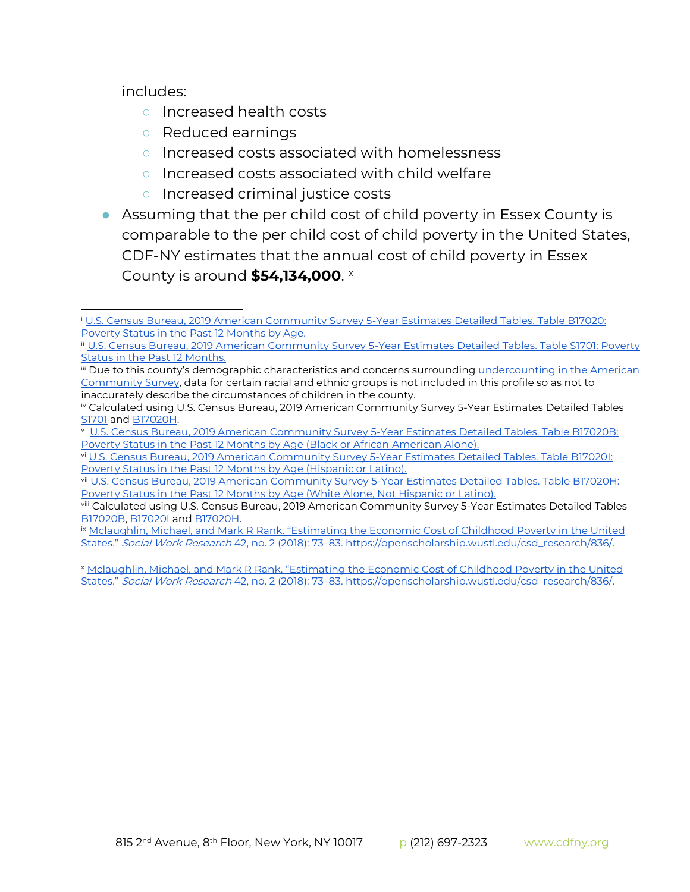includes:
  - Increased health costs
  - Reduced earnings
  - Increased costs associated with homelessness
  - Increased costs associated with child welfare
  - Increased criminal justice costs
- Assuming that the per child cost of child poverty in Essex County is comparable to the per child cost of child poverty in the United States, CDF-NY estimates that the annual cost of child poverty in Essex County is around **$54,134,000**. [x]

---

[i] U.S. Census Bureau, 2019 American Community Survey 5-Year Estimates Detailed Tables. Table B17020: Poverty Status in the Past 12 Months by Age.

[ii] U.S. Census Bureau, 2019 American Community Survey 5-Year Estimates Detailed Tables. Table S1701: Poverty Status in the Past 12 Months.

[iii] Due to this county's demographic characteristics and concerns surrounding undercounting in the American Community Survey, data for certain racial and ethnic groups is not included in this profile so as not to inaccurately describe the circumstances of children in the county.

[iv] Calculated using U.S. Census Bureau, 2019 American Community Survey 5-Year Estimates Detailed Tables S1701 and B17020H.

[v] U.S. Census Bureau, 2019 American Community Survey 5-Year Estimates Detailed Tables. Table B17020B: Poverty Status in the Past 12 Months by Age (Black or African American Alone).

[vi] U.S. Census Bureau, 2019 American Community Survey 5-Year Estimates Detailed Tables. Table B17020I: Poverty Status in the Past 12 Months by Age (Hispanic or Latino).

[vii] U.S. Census Bureau, 2019 American Community Survey 5-Year Estimates Detailed Tables. Table B17020H: Poverty Status in the Past 12 Months by Age (White Alone, Not Hispanic or Latino).

[viii] Calculated using U.S. Census Bureau, 2019 American Community Survey 5-Year Estimates Detailed Tables B17020B, B17020I and B17020H.

[ix] Mclaughlin, Michael, and Mark R Rank. "Estimating the Economic Cost of Childhood Poverty in the United States." *Social Work Research* 42, no. 2 (2018): 73–83. https://openscholarship.wustl.edu/csd_research/836/.

[x] Mclaughlin, Michael, and Mark R Rank. "Estimating the Economic Cost of Childhood Poverty in the United States." *Social Work Research* 42, no. 2 (2018): 73–83. https://openscholarship.wustl.edu/csd_research/836/.